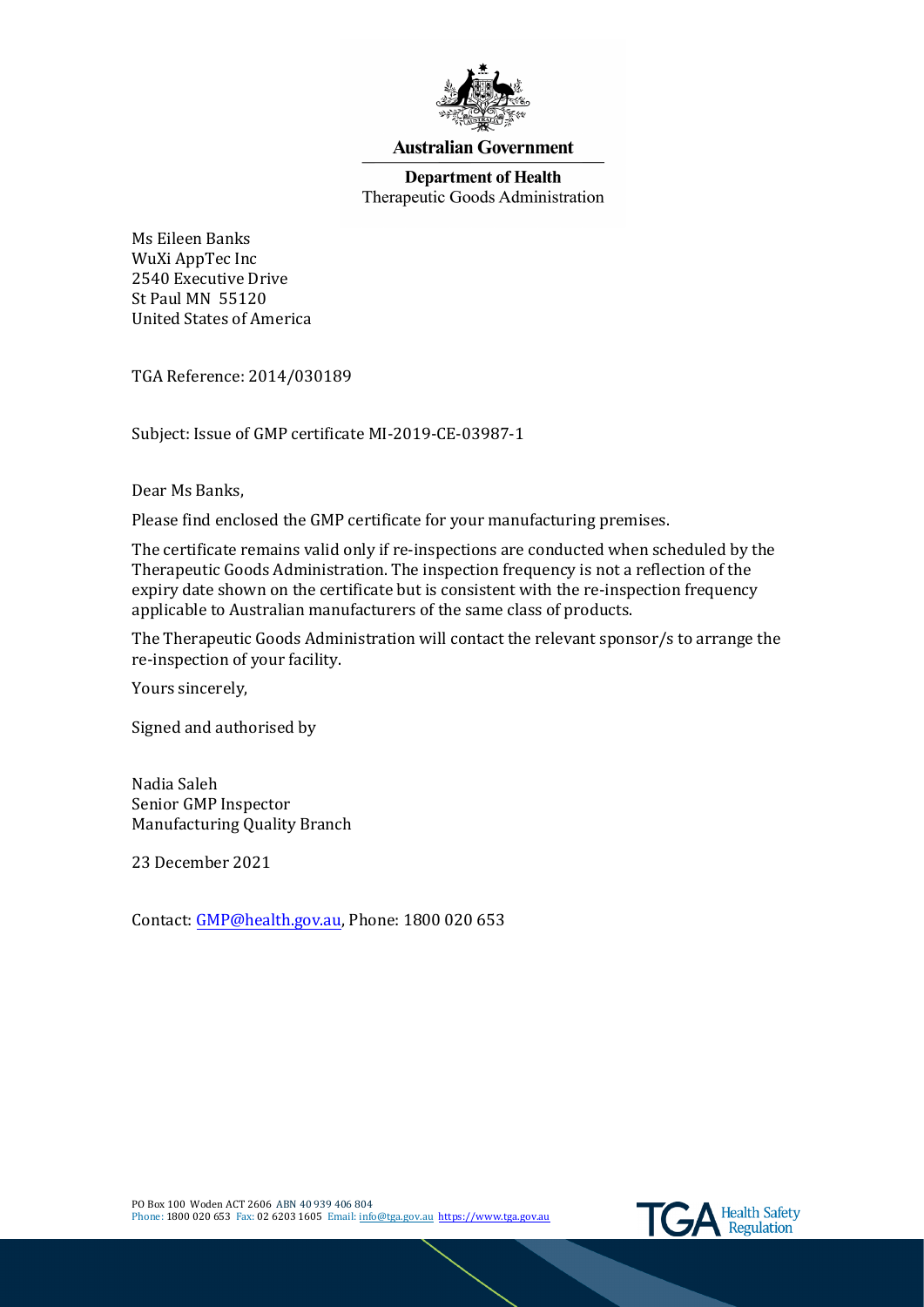Australian Government

Department of Health
Therapeutic Goods Administration

Ms Eileen Banks
WuXi AppTec Inc
2540 Executive Drive
St Paul MN 55120
United States of America

TGA Reference: 2014/030189

Subject: Issue of GMP certificate MI-2019-CE-03987-1

Dear Ms Banks,

Please find enclosed the GMP certificate for your manufacturing premises.

The certificate remains valid only if re-inspections are conducted when scheduled by the Therapeutic Goods Administration. The inspection frequency is not a reflection of the expiry date shown on the certificate but is consistent with the re-inspection frequency applicable to Australian manufacturers of the same class of products.

The Therapeutic Goods Administration will contact the relevant sponsor/s to arrange the re-inspection of your facility.

Yours sincerely,

Signed and authorised by

Nadia Saleh
Senior GMP Inspector
Manufacturing Quality Branch

23 December 2021

Contact: GMP@health.gov.au, Phone: 1800 020 653

PO Box 100 Woden ACT 2606 ABN 40 939 406 804
Phone: 1800 020 653 Fax: 02 6203 1605 Email: info@tga.gov.au https://www.tga.gov.au

TGA Health Safety Regulation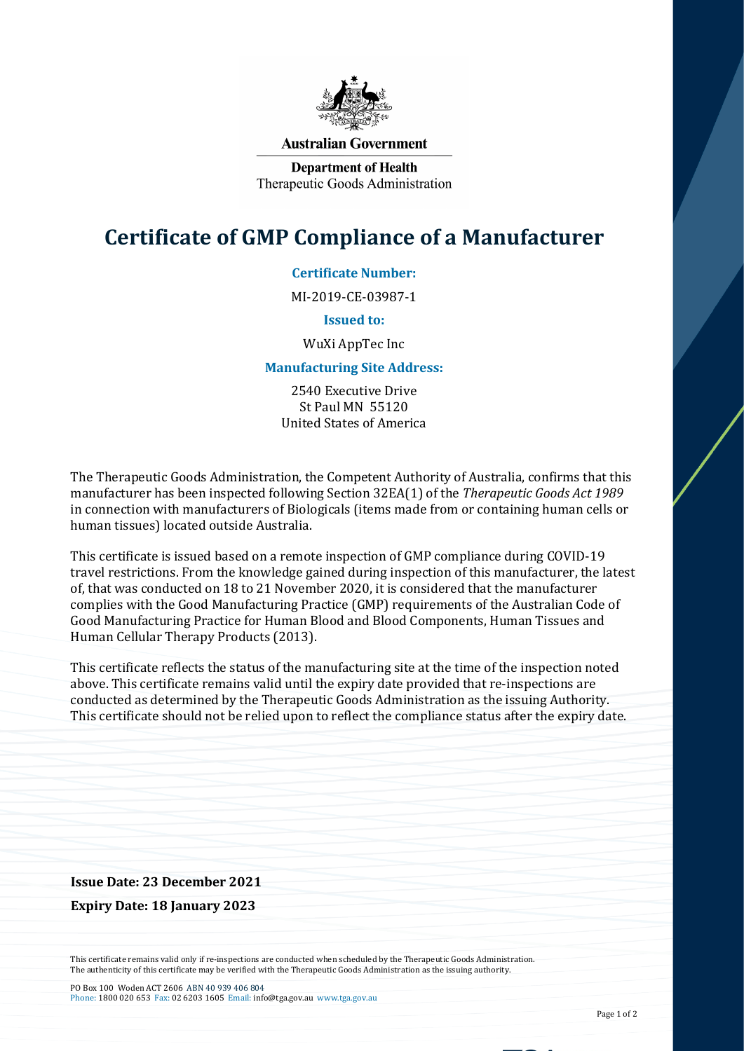Australian Government

Department of Health
Therapeutic Goods Administration

# Certificate of GMP Compliance of a Manufacturer

**Certificate Number:**

MI-2019-CE-03987-1

**Issued to:**

WuXi AppTec Inc

**Manufacturing Site Address:**

2540 Executive Drive
St Paul MN 55120
United States of America

The Therapeutic Goods Administration, the Competent Authority of Australia, confirms that this manufacturer has been inspected following Section 32EA(1) of the *Therapeutic Goods Act 1989* in connection with manufacturers of Biologicals (items made from or containing human cells or human tissues) located outside Australia.

This certificate is issued based on a remote inspection of GMP compliance during COVID-19 travel restrictions. From the knowledge gained during inspection of this manufacturer, the latest of, that was conducted on 18 to 21 November 2020, it is considered that the manufacturer complies with the Good Manufacturing Practice (GMP) requirements of the Australian Code of Good Manufacturing Practice for Human Blood and Blood Components, Human Tissues and Human Cellular Therapy Products (2013).

This certificate reflects the status of the manufacturing site at the time of the inspection noted above. This certificate remains valid until the expiry date provided that re-inspections are conducted as determined by the Therapeutic Goods Administration as the issuing Authority. This certificate should not be relied upon to reflect the compliance status after the expiry date.

**Issue Date: 23 December 2021**

**Expiry Date: 18 January 2023**

This certificate remains valid only if re-inspections are conducted when scheduled by the Therapeutic Goods Administration.
The authenticity of this certificate may be verified with the Therapeutic Goods Administration as the issuing authority.

PO Box 100 Woden ACT 2606 ABN 40 939 406 804
Phone: 1800 020 653 Fax: 02 6203 1605 Email: info@tga.gov.au www.tga.gov.au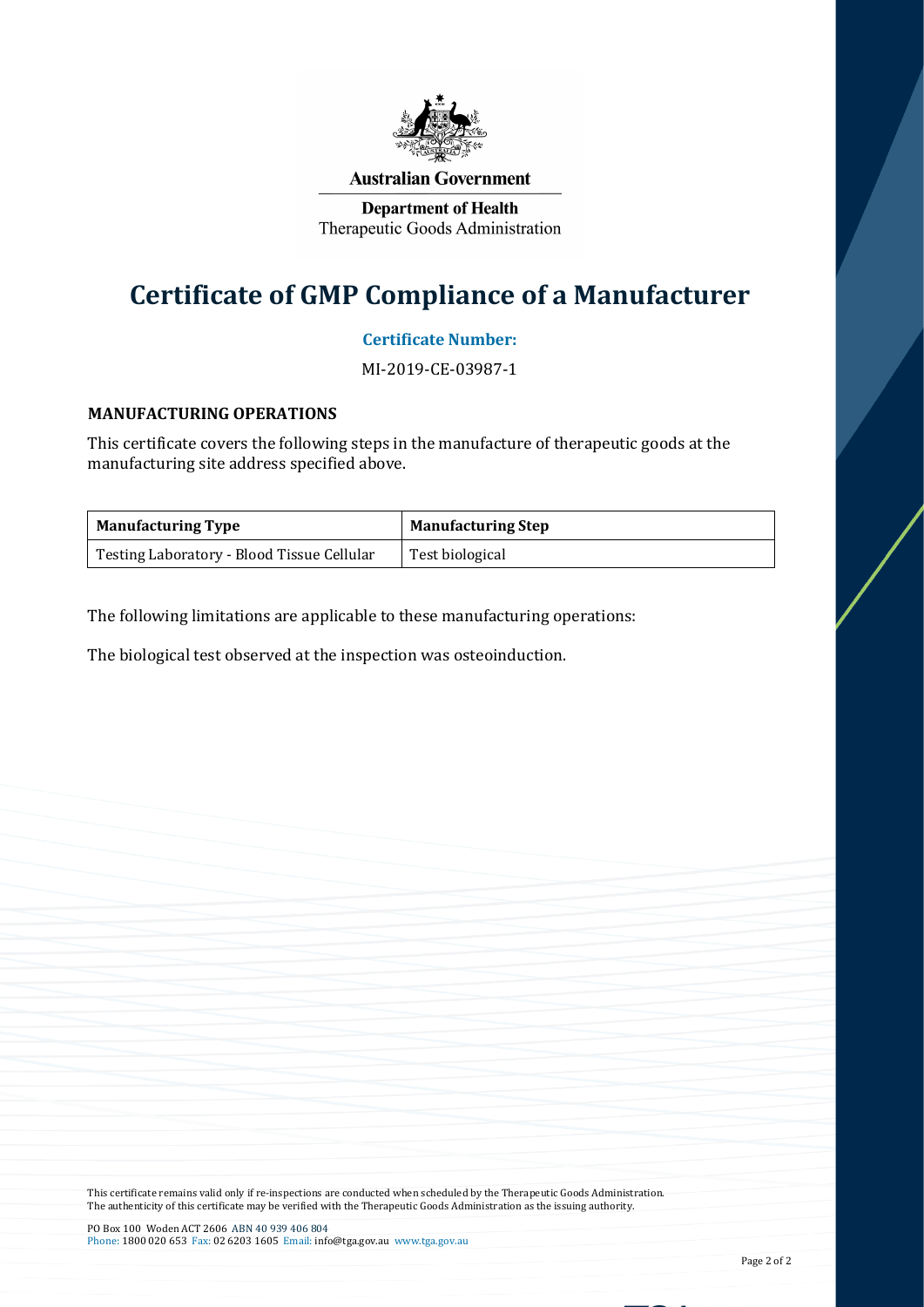Australian Government

Department of Health
Therapeutic Goods Administration

# Certificate of GMP Compliance of a Manufacturer

### Certificate Number:

MI-2019-CE-03987-1

### MANUFACTURING OPERATIONS

This certificate covers the following steps in the manufacture of therapeutic goods at the manufacturing site address specified above.

| Manufacturing Type | Manufacturing Step |
| --- | --- |
| Testing Laboratory - Blood Tissue Cellular | Test biological |

The following limitations are applicable to these manufacturing operations:

The biological test observed at the inspection was osteoinduction.

This certificate remains valid only if re-inspections are conducted when scheduled by the Therapeutic Goods Administration.
The authenticity of this certificate may be verified with the Therapeutic Goods Administration as the issuing authority.

PO Box 100 Woden ACT 2606 ABN 40 939 406 804
Phone: 1800 020 653 Fax: 02 6203 1605 Email: info@tga.gov.au www.tga.gov.au